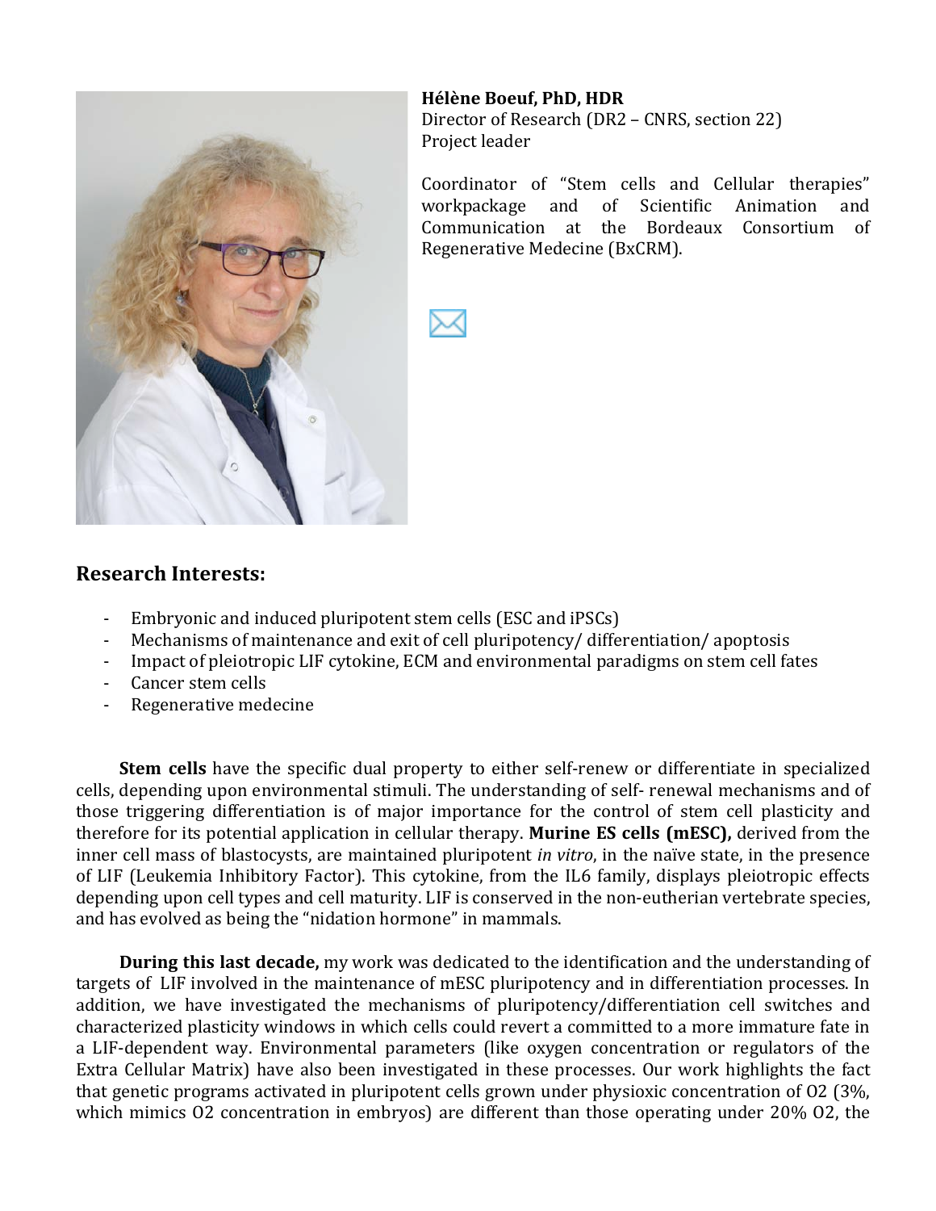**Hélène Boeuf, PhD, HDR**
Director of Research (DR2 – CNRS, section 22)
Project leader

Coordinator of "Stem cells and Cellular therapies" workpackage and of Scientific Animation and Communication at the Bordeaux Consortium of Regenerative Medecine (BxCRM).

## Research Interests:

- Embryonic and induced pluripotent stem cells (ESC and iPSCs)
- Mechanisms of maintenance and exit of cell pluripotency/ differentiation/ apoptosis
- Impact of pleiotropic LIF cytokine, ECM and environmental paradigms on stem cell fates
- Cancer stem cells
- Regenerative medecine

**Stem cells** have the specific dual property to either self-renew or differentiate in specialized cells, depending upon environmental stimuli. The understanding of self- renewal mechanisms and of those triggering differentiation is of major importance for the control of stem cell plasticity and therefore for its potential application in cellular therapy. **Murine ES cells (mESC),** derived from the inner cell mass of blastocysts, are maintained pluripotent *in vitro*, in the naïve state, in the presence of LIF (Leukemia Inhibitory Factor). This cytokine, from the IL6 family, displays pleiotropic effects depending upon cell types and cell maturity. LIF is conserved in the non-eutherian vertebrate species, and has evolved as being the "nidation hormone" in mammals.

**During this last decade,** my work was dedicated to the identification and the understanding of targets of LIF involved in the maintenance of mESC pluripotency and in differentiation processes. In addition, we have investigated the mechanisms of pluripotency/differentiation cell switches and characterized plasticity windows in which cells could revert a committed to a more immature fate in a LIF-dependent way. Environmental parameters (like oxygen concentration or regulators of the Extra Cellular Matrix) have also been investigated in these processes. Our work highlights the fact that genetic programs activated in pluripotent cells grown under physioxic concentration of O2 (3%, which mimics O2 concentration in embryos) are different than those operating under 20% O2, the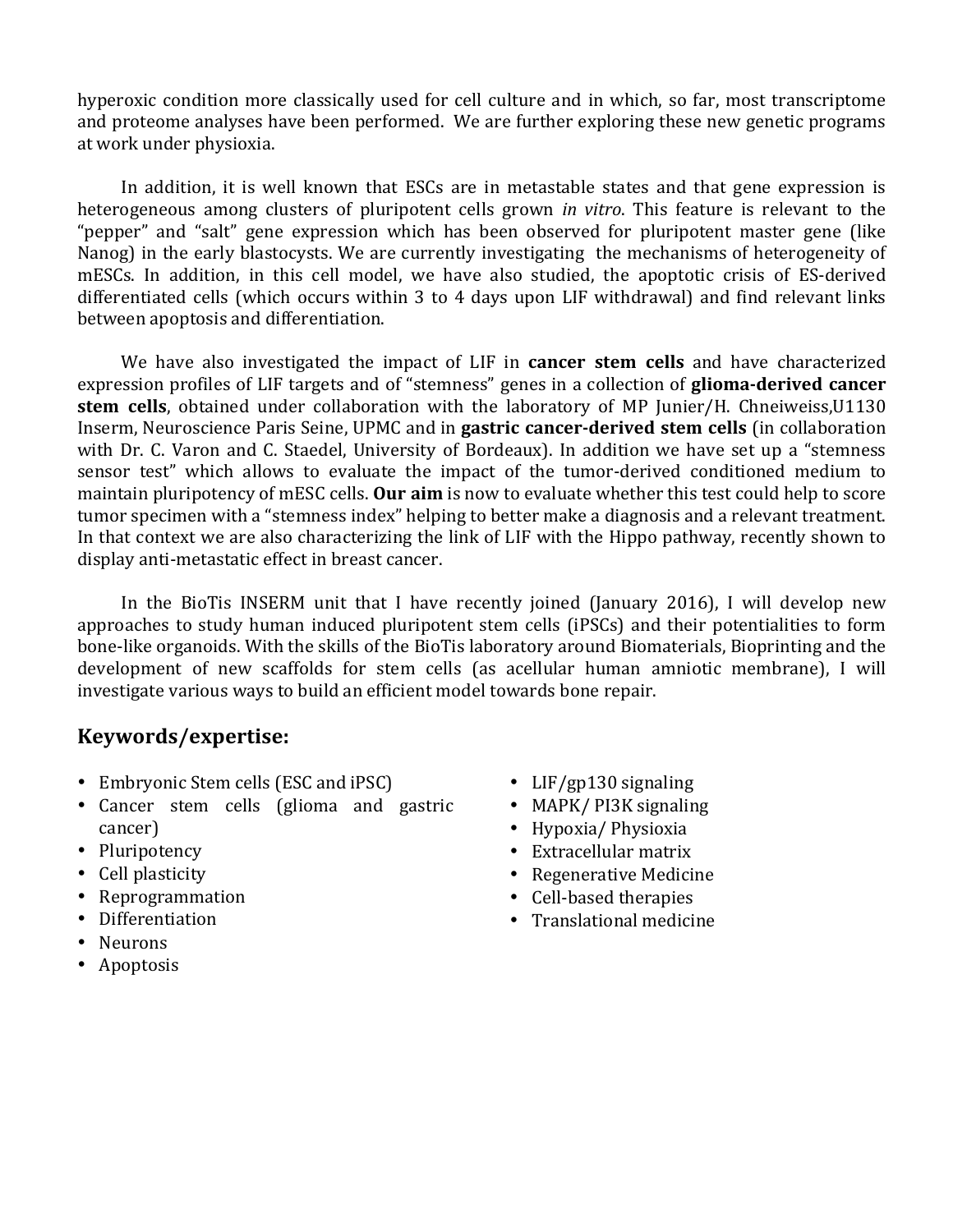hyperoxic condition more classically used for cell culture and in which, so far, most transcriptome and proteome analyses have been performed. We are further exploring these new genetic programs at work under physioxia.

In addition, it is well known that ESCs are in metastable states and that gene expression is heterogeneous among clusters of pluripotent cells grown *in vitro*. This feature is relevant to the "pepper" and "salt" gene expression which has been observed for pluripotent master gene (like Nanog) in the early blastocysts. We are currently investigating the mechanisms of heterogeneity of mESCs. In addition, in this cell model, we have also studied, the apoptotic crisis of ES-derived differentiated cells (which occurs within 3 to 4 days upon LIF withdrawal) and find relevant links between apoptosis and differentiation.

We have also investigated the impact of LIF in **cancer stem cells** and have characterized expression profiles of LIF targets and of "stemness" genes in a collection of **glioma-derived cancer stem cells**, obtained under collaboration with the laboratory of MP Junier/H. Chneiweiss,U1130 Inserm, Neuroscience Paris Seine, UPMC and in **gastric cancer-derived stem cells** (in collaboration with Dr. C. Varon and C. Staedel, University of Bordeaux). In addition we have set up a "stemness sensor test" which allows to evaluate the impact of the tumor-derived conditioned medium to maintain pluripotency of mESC cells. **Our aim** is now to evaluate whether this test could help to score tumor specimen with a "stemness index" helping to better make a diagnosis and a relevant treatment. In that context we are also characterizing the link of LIF with the Hippo pathway, recently shown to display anti-metastatic effect in breast cancer.

In the BioTis INSERM unit that I have recently joined (January 2016), I will develop new approaches to study human induced pluripotent stem cells (iPSCs) and their potentialities to form bone-like organoids. With the skills of the BioTis laboratory around Biomaterials, Bioprinting and the development of new scaffolds for stem cells (as acellular human amniotic membrane), I will investigate various ways to build an efficient model towards bone repair.

## Keywords/expertise:

- Embryonic Stem cells (ESC and iPSC)
- Cancer stem cells (glioma and gastric cancer)
- Pluripotency
- Cell plasticity
- Reprogrammation
- Differentiation
- Neurons
- Apoptosis
- LIF/gp130 signaling
- MAPK/ PI3K signaling
- Hypoxia/ Physioxia
- Extracellular matrix
- Regenerative Medicine
- Cell-based therapies
- Translational medicine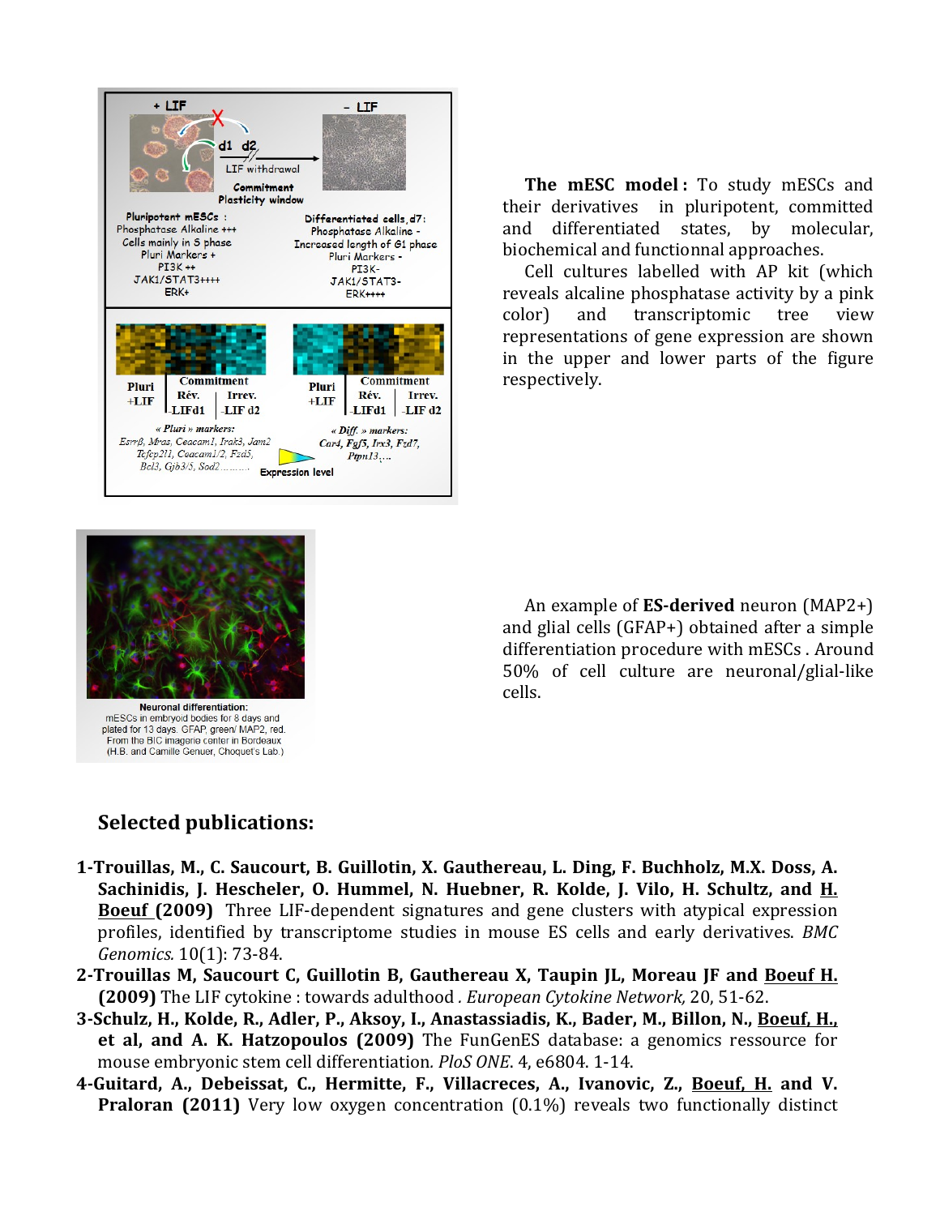**The mESC model :** To study mESCs and their derivatives in pluripotent, committed and differentiated states, by molecular, biochemical and functionnal approaches.

Cell cultures labelled with AP kit (which reveals alcaline phosphatase activity by a pink color) and transcriptomic tree view representations of gene expression are shown in the upper and lower parts of the figure respectively.

Neuronal differentiation: mESCs in embryoid bodies for 8 days and plated for 13 days. GFAP, green/ MAP2, red. From the BIC imagerie center in Bordeaux (H.B. and Camille Genuer, Choquet's Lab.)

An example of **ES-derived** neuron (MAP2+) and glial cells (GFAP+) obtained after a simple differentiation procedure with mESCs . Around 50% of cell culture are neuronal/glial-like cells.

## Selected publications:

**1-Trouillas, M., C. Saucourt, B. Guillotin, X. Gauthereau, L. Ding, F. Buchholz, M.X. Doss, A. Sachinidis, J. Hescheler, O. Hummel, N. Huebner, R. Kolde, J. Vilo, H. Schultz, and <u>H. Boeuf</u> (2009)** Three LIF-dependent signatures and gene clusters with atypical expression profiles, identified by transcriptome studies in mouse ES cells and early derivatives. *BMC Genomics.* 10(1): 73-84.

**2-Trouillas M, Saucourt C, Guillotin B, Gauthereau X, Taupin JL, Moreau JF and <u>Boeuf H.</u> (2009)** The LIF cytokine : towards adulthood . *European Cytokine Network,* 20, 51-62.

**3-Schulz, H., Kolde, R., Adler, P., Aksoy, I., Anastassiadis, K., Bader, M., Billon, N., <u>Boeuf, H.,</u> et al, and A. K. Hatzopoulos (2009)** The FunGenES database: a genomics ressource for mouse embryonic stem cell differentiation. *PloS ONE*. 4, e6804. 1-14.

**4-Guitard, A., Debeissat, C., Hermitte, F., Villacreces, A., Ivanovic, Z., <u>Boeuf, H.</u> and V. Praloran (2011)** Very low oxygen concentration (0.1%) reveals two functionally distinct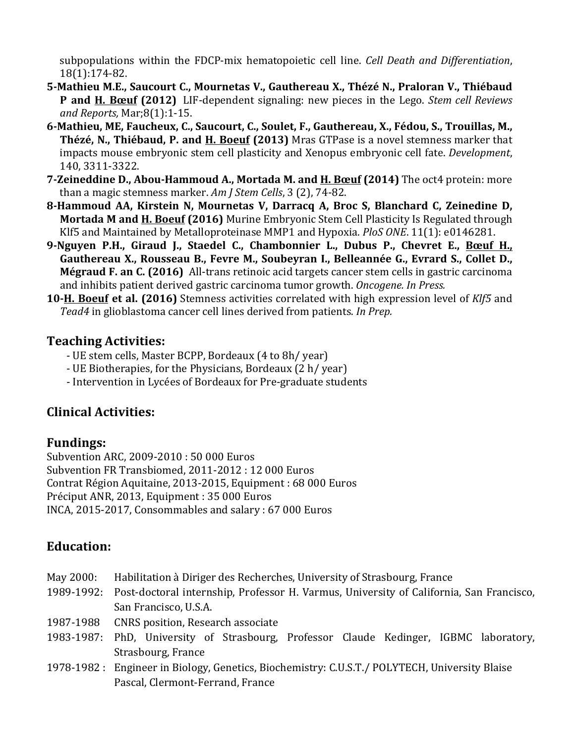subpopulations within the FDCP-mix hematopoietic cell line. *Cell Death and Differentiation*, 18(1):174-82.

**5-Mathieu M.E., Saucourt C., Mournetas V., Gauthereau X., Thézé N., Praloran V., Thiébaud P and <u>H. Bœuf</u> (2012)** LIF-dependent signaling: new pieces in the Lego. *Stem cell Reviews and Reports,* Mar;8(1):1-15.

**6-Mathieu, ME, Faucheux, C., Saucourt, C., Soulet, F., Gauthereau, X., Fédou, S., Trouillas, M., Thézé, N., Thiébaud, P. and <u>H. Boeuf</u> (2013)** Mras GTPase is a novel stemness marker that impacts mouse embryonic stem cell plasticity and Xenopus embryonic cell fate. *Development*, 140, 3311-3322.

**7-Zeineddine D., Abou-Hammoud A., Mortada M. and <u>H. Bœuf</u> (2014)** The oct4 protein: more than a magic stemness marker. *Am J Stem Cells*, 3 (2), 74-82.

**8-Hammoud AA, Kirstein N, Mournetas V, Darracq A, Broc S, Blanchard C, Zeinedine D, Mortada M and <u>H. Boeuf</u> (2016)** Murine Embryonic Stem Cell Plasticity Is Regulated through Klf5 and Maintained by Metalloproteinase MMP1 and Hypoxia. *PloS ONE*. 11(1): e0146281.

**9-Nguyen P.H., Giraud J., Staedel C., Chambonnier L., Dubus P., Chevret E., <u>Bœuf H.,</u> Gauthereau X., Rousseau B., Fevre M., Soubeyran I., Belleannée G., Evrard S., Collet D., Mégraud F. an C. (2016)** All-trans retinoic acid targets cancer stem cells in gastric carcinoma and inhibits patient derived gastric carcinoma tumor growth. *Oncogene. In Press.*

**10-<u>H. Boeuf</u> et al. (2016)** Stemness activities correlated with high expression level of *Klf5* and *Tead4* in glioblastoma cancer cell lines derived from patients. *In Prep.*

## Teaching Activities:

- UE stem cells, Master BCPP, Bordeaux (4 to 8h/ year)
- UE Biotherapies, for the Physicians, Bordeaux (2 h/ year)
- Intervention in Lycées of Bordeaux for Pre-graduate students

## Clinical Activities:

## Fundings:

Subvention ARC, 2009-2010 : 50 000 Euros
Subvention FR Transbiomed, 2011-2012 : 12 000 Euros
Contrat Région Aquitaine, 2013-2015, Equipment : 68 000 Euros
Préciput ANR, 2013, Equipment : 35 000 Euros
INCA, 2015-2017, Consommables and salary : 67 000 Euros

## Education:

May 2000: Habilitation à Diriger des Recherches, University of Strasbourg, France
1989-1992: Post-doctoral internship, Professor H. Varmus, University of California, San Francisco, San Francisco, U.S.A.
1987-1988 CNRS position, Research associate
1983-1987: PhD, University of Strasbourg, Professor Claude Kedinger, IGBMC laboratory, Strasbourg, France
1978-1982 : Engineer in Biology, Genetics, Biochemistry: C.U.S.T./ POLYTECH, University Blaise Pascal, Clermont-Ferrand, France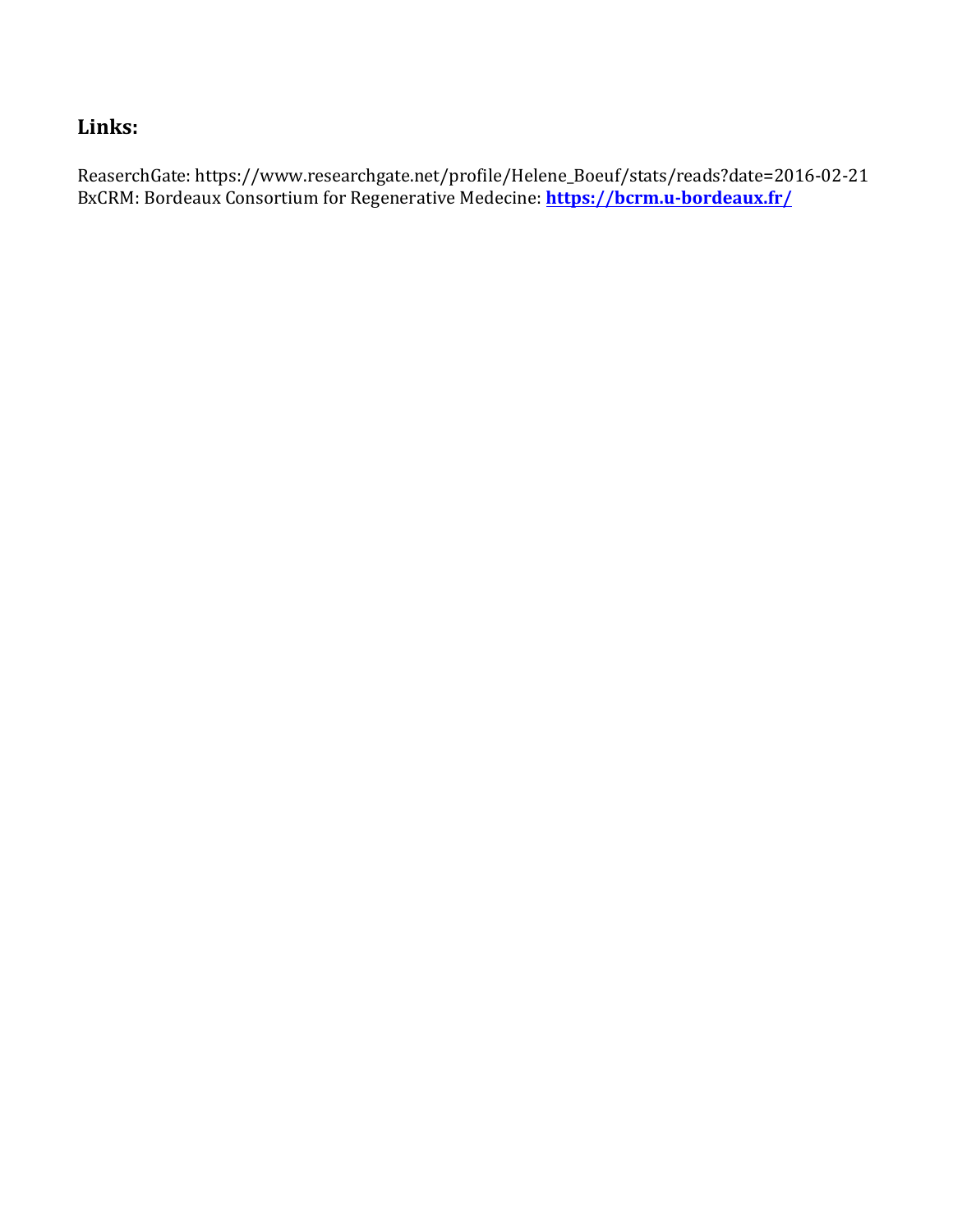## Links:

ReaserchGate: https://www.researchgate.net/profile/Helene_Boeuf/stats/reads?date=2016-02-21
BxCRM: Bordeaux Consortium for Regenerative Medecine: **https://bcrm.u-bordeaux.fr/**